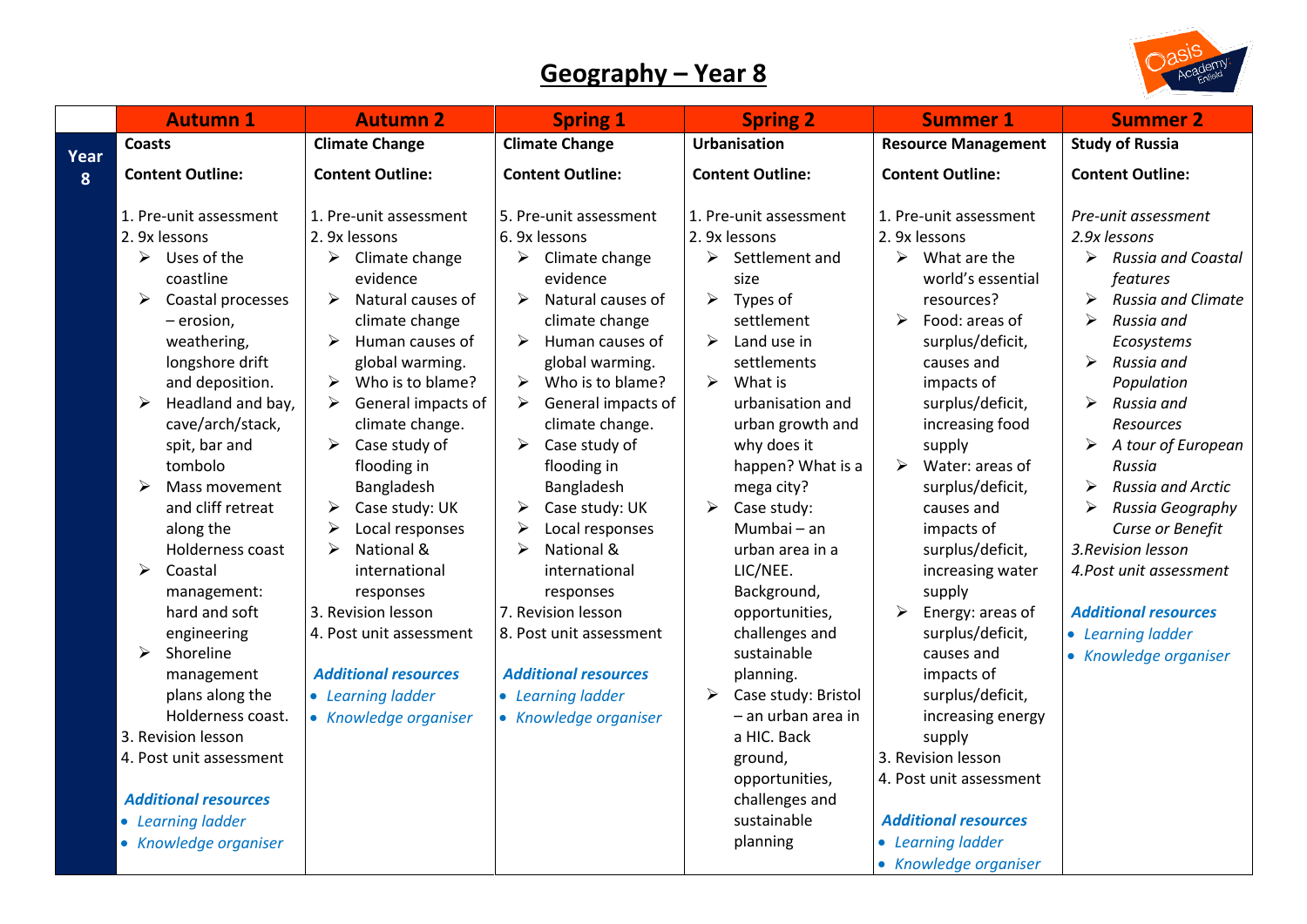# Geography – Year 8

| | Autumn 1 | Autumn 2 | Spring 1 | Spring 2 | Summer 1 | Summer 2 |
|---|---|---|---|---|---|---|
| **Year 8** | **Coasts**<br><br>**Content Outline:**<br><br>1. Pre-unit assessment<br>2. 9x lessons<br>➢ Uses of the coastline<br>➢ Coastal processes – erosion, weathering, longshore drift and deposition.<br>➢ Headland and bay, cave/arch/stack, spit, bar and tombolo<br>➢ Mass movement and cliff retreat along the Holderness coast<br>➢ Coastal management: hard and soft engineering<br>➢ Shoreline management plans along the Holderness coast.<br>3. Revision lesson<br>4. Post unit assessment<br><br>***Additional resources***<br>• *Learning ladder*<br>• *Knowledge organiser* | **Climate Change**<br><br>**Content Outline:**<br><br>1. Pre-unit assessment<br>2. 9x lessons<br>➢ Climate change evidence<br>➢ Natural causes of climate change<br>➢ Human causes of global warming.<br>➢ Who is to blame?<br>➢ General impacts of climate change.<br>➢ Case study of flooding in Bangladesh<br>➢ Case study: UK<br>➢ Local responses<br>➢ National & international responses<br>3. Revision lesson<br>4. Post unit assessment<br><br>***Additional resources***<br>• *Learning ladder*<br>• *Knowledge organiser* | **Climate Change**<br><br>**Content Outline:**<br><br>5. Pre-unit assessment<br>6. 9x lessons<br>➢ Climate change evidence<br>➢ Natural causes of climate change<br>➢ Human causes of global warming.<br>➢ Who is to blame?<br>➢ General impacts of climate change.<br>➢ Case study of flooding in Bangladesh<br>➢ Case study: UK<br>➢ Local responses<br>➢ National & international responses<br>7. Revision lesson<br>8. Post unit assessment<br><br>***Additional resources***<br>• *Learning ladder*<br>• *Knowledge organiser* | **Urbanisation**<br><br>**Content Outline:**<br><br>1. Pre-unit assessment<br>2. 9x lessons<br>➢ Settlement and size<br>➢ Types of settlement<br>➢ Land use in settlements<br>➢ What is urbanisation and urban growth and why does it happen? What is a mega city?<br>➢ Case study: Mumbai – an urban area in a LIC/NEE. Background, opportunities, challenges and sustainable planning.<br>➢ Case study: Bristol – an urban area in a HIC. Back ground, opportunities, challenges and sustainable planning | **Resource Management**<br><br>**Content Outline:**<br><br>1. Pre-unit assessment<br>2. 9x lessons<br>➢ What are the world's essential resources?<br>➢ Food: areas of surplus/deficit, causes and impacts of surplus/deficit, increasing food supply<br>➢ Water: areas of surplus/deficit, causes and impacts of surplus/deficit, increasing water supply<br>➢ Energy: areas of surplus/deficit, causes and impacts of surplus/deficit, increasing energy supply<br>3. Revision lesson<br>4. Post unit assessment<br><br>***Additional resources***<br>• *Learning ladder*<br>• *Knowledge organiser* | **Study of Russia**<br><br>**Content Outline:**<br><br>*Pre-unit assessment*<br>*2.9x lessons*<br>➢ *Russia and Coastal features*<br>➢ *Russia and Climate*<br>➢ *Russia and Ecosystems*<br>➢ *Russia and Population*<br>➢ *Russia and Resources*<br>➢ *A tour of European Russia*<br>➢ *Russia and Arctic*<br>➢ *Russia Geography Curse or Benefit*<br>*3.Revision lesson*<br>*4.Post unit assessment*<br><br>***Additional resources***<br>• *Learning ladder*<br>• *Knowledge organiser* |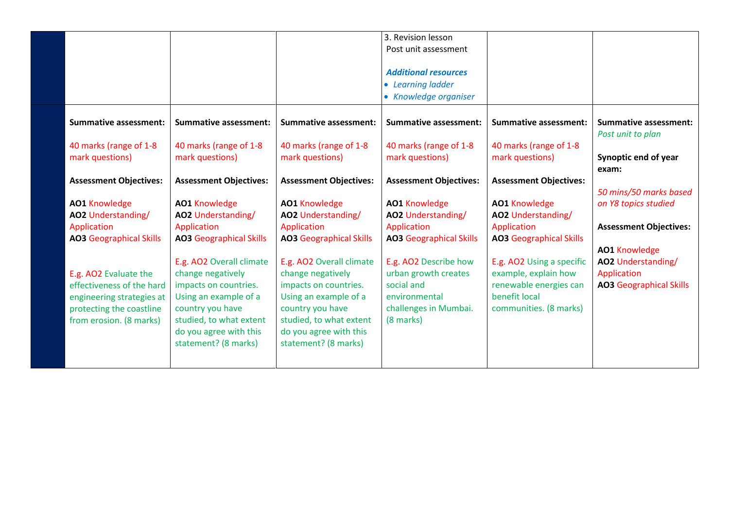| | | | | | | |
|---|---|---|---|---|---|---|
| | | | | 3. Revision lesson<br>Post unit assessment<br><br>***Additional resources***<br>• *Learning ladder*<br>• *Knowledge organiser* | | |
| | **Summative assessment:**<br><br>40 marks (range of 1-8 mark questions)<br><br>**Assessment Objectives:**<br><br>**AO1** Knowledge<br>**AO2** Understanding/ Application<br>**AO3** Geographical Skills<br><br>E.g. AO2 Evaluate the effectiveness of the hard engineering strategies at protecting the coastline from erosion. (8 marks) | **Summative assessment:**<br><br>40 marks (range of 1-8 mark questions)<br><br>**Assessment Objectives:**<br><br>**AO1** Knowledge<br>**AO2** Understanding/ Application<br>**AO3** Geographical Skills<br><br>E.g. AO2 Overall climate change negatively impacts on countries. Using an example of a country you have studied, to what extent do you agree with this statement? (8 marks) | **Summative assessment:**<br><br>40 marks (range of 1-8 mark questions)<br><br>**Assessment Objectives:**<br><br>**AO1** Knowledge<br>**AO2** Understanding/ Application<br>**AO3** Geographical Skills<br><br>E.g. AO2 Overall climate change negatively impacts on countries. Using an example of a country you have studied, to what extent do you agree with this statement? (8 marks) | **Summative assessment:**<br><br>40 marks (range of 1-8 mark questions)<br><br>**Assessment Objectives:**<br><br>**AO1** Knowledge<br>**AO2** Understanding/ Application<br>**AO3** Geographical Skills<br><br>E.g. AO2 Describe how urban growth creates social and environmental challenges in Mumbai. (8 marks) | **Summative assessment:**<br><br>40 marks (range of 1-8 mark questions)<br><br>**Assessment Objectives:**<br><br>**AO1** Knowledge<br>**AO2** Understanding/ Application<br>**AO3** Geographical Skills<br><br>E.g. AO2 Using a specific example, explain how renewable energies can benefit local communities. (8 marks) | **Summative assessment:**<br>*Post unit to plan*<br><br>**Synoptic end of year exam:**<br><br>*50 mins/50 marks based on Y8 topics studied*<br><br>**Assessment Objectives:**<br><br>**AO1** Knowledge<br>**AO2** Understanding/ Application<br>**AO3** Geographical Skills |